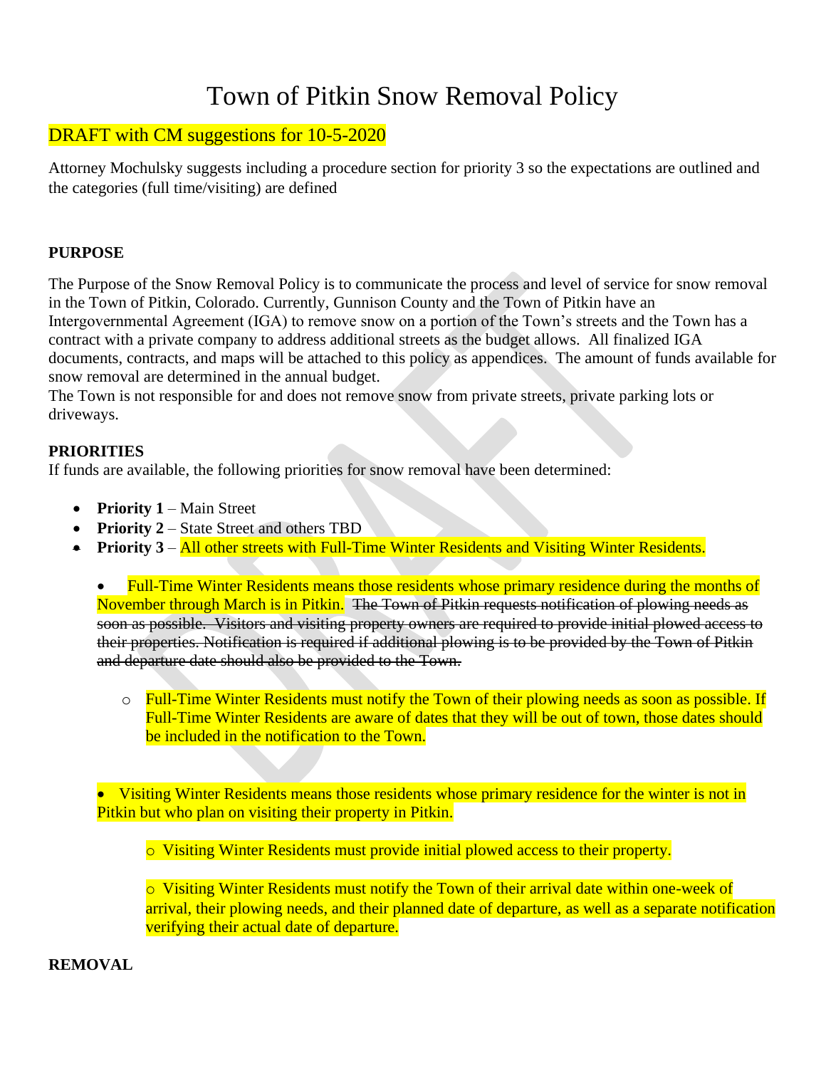# Town of Pitkin Snow Removal Policy

## DRAFT with CM suggestions for 10-5-2020

Attorney Mochulsky suggests including a procedure section for priority 3 so the expectations are outlined and the categories (full time/visiting) are defined

**PURPOSE**

The Purpose of the Snow Removal Policy is to communicate the process and level of service for snow removal in the Town of Pitkin, Colorado. Currently, Gunnison County and the Town of Pitkin have an Intergovernmental Agreement (IGA) to remove snow on a portion of the Town's streets and the Town has a contract with a private company to address additional streets as the budget allows. All finalized IGA documents, contracts, and maps will be attached to this policy as appendices. The amount of funds available for snow removal are determined in the annual budget.
The Town is not responsible for and does not remove snow from private streets, private parking lots or driveways.

**PRIORITIES**

If funds are available, the following priorities for snow removal have been determined:

- **Priority 1** – Main Street
- **Priority 2** – State Street and others TBD
- **Priority 3** – All other streets with Full-Time Winter Residents and Visiting Winter Residents.
  - Full-Time Winter Residents means those residents whose primary residence during the months of November through March is in Pitkin. ~~The Town of Pitkin requests notification of plowing needs as soon as possible. Visitors and visiting property owners are required to provide initial plowed access to their properties. Notification is required if additional plowing is to be provided by the Town of Pitkin and departure date should also be provided to the Town.~~
    - Full-Time Winter Residents must notify the Town of their plowing needs as soon as possible. If Full-Time Winter Residents are aware of dates that they will be out of town, those dates should be included in the notification to the Town.
  - Visiting Winter Residents means those residents whose primary residence for the winter is not in Pitkin but who plan on visiting their property in Pitkin.
    - Visiting Winter Residents must provide initial plowed access to their property.
    - Visiting Winter Residents must notify the Town of their arrival date within one-week of arrival, their plowing needs, and their planned date of departure, as well as a separate notification verifying their actual date of departure.

**REMOVAL**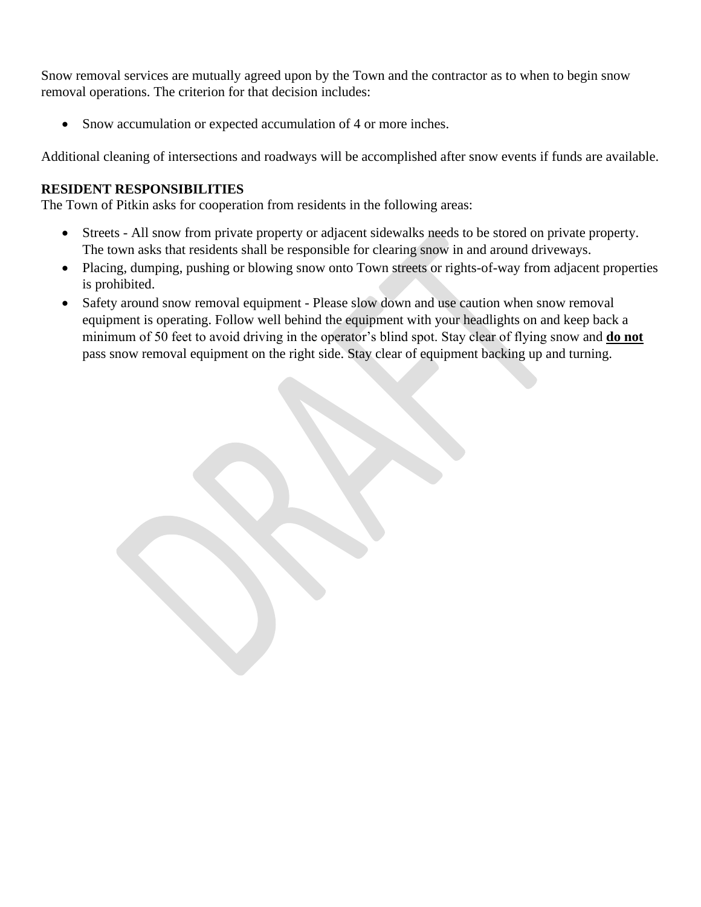Snow removal services are mutually agreed upon by the Town and the contractor as to when to begin snow removal operations. The criterion for that decision includes:

- Snow accumulation or expected accumulation of 4 or more inches.

Additional cleaning of intersections and roadways will be accomplished after snow events if funds are available.

**RESIDENT RESPONSIBILITIES**

The Town of Pitkin asks for cooperation from residents in the following areas:

- Streets - All snow from private property or adjacent sidewalks needs to be stored on private property. The town asks that residents shall be responsible for clearing snow in and around driveways.
- Placing, dumping, pushing or blowing snow onto Town streets or rights-of-way from adjacent properties is prohibited.
- Safety around snow removal equipment - Please slow down and use caution when snow removal equipment is operating. Follow well behind the equipment with your headlights on and keep back a minimum of 50 feet to avoid driving in the operator's blind spot. Stay clear of flying snow and **do not** pass snow removal equipment on the right side. Stay clear of equipment backing up and turning.